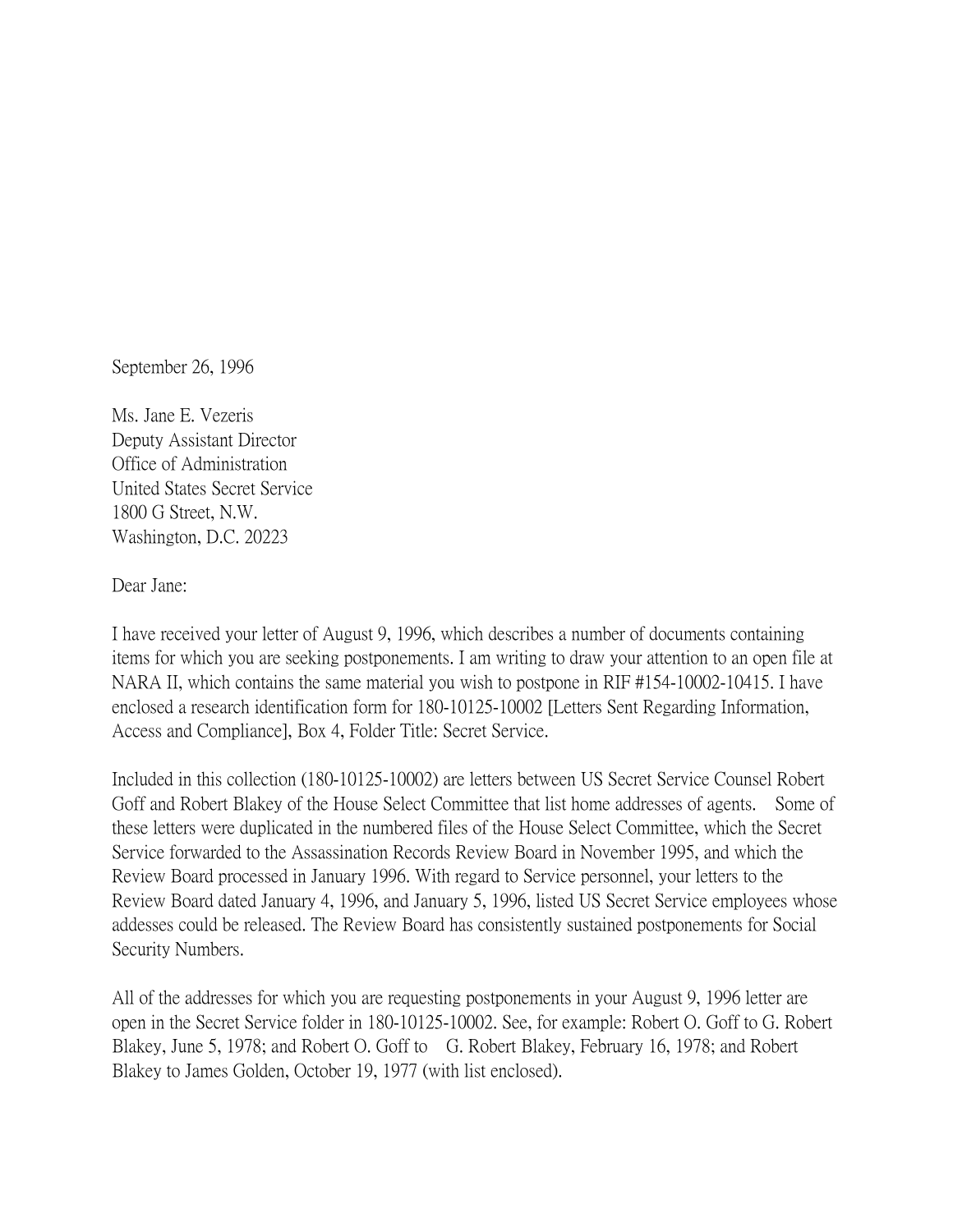September 26, 1996

Ms. Jane E. Vezeris  
Deputy Assistant Director  
Office of Administration  
United States Secret Service  
1800 G Street, N.W.  
Washington, D.C. 20223

Dear Jane:

I have received your letter of August 9, 1996, which describes a number of documents containing items for which you are seeking postponements. I am writing to draw your attention to an open file at NARA II, which contains the same material you wish to postpone in RIF #154-10002-10415. I have enclosed a research identification form for 180-10125-10002 [Letters Sent Regarding Information, Access and Compliance], Box 4, Folder Title: Secret Service.

Included in this collection (180-10125-10002) are letters between US Secret Service Counsel Robert Goff and Robert Blakey of the House Select Committee that list home addresses of agents. Some of these letters were duplicated in the numbered files of the House Select Committee, which the Secret Service forwarded to the Assassination Records Review Board in November 1995, and which the Review Board processed in January 1996. With regard to Service personnel, your letters to the Review Board dated January 4, 1996, and January 5, 1996, listed US Secret Service employees whose addesses could be released. The Review Board has consistently sustained postponements for Social Security Numbers.

All of the addresses for which you are requesting postponements in your August 9, 1996 letter are open in the Secret Service folder in 180-10125-10002. See, for example: Robert O. Goff to G. Robert Blakey, June 5, 1978; and Robert O. Goff to G. Robert Blakey, February 16, 1978; and Robert Blakey to James Golden, October 19, 1977 (with list enclosed).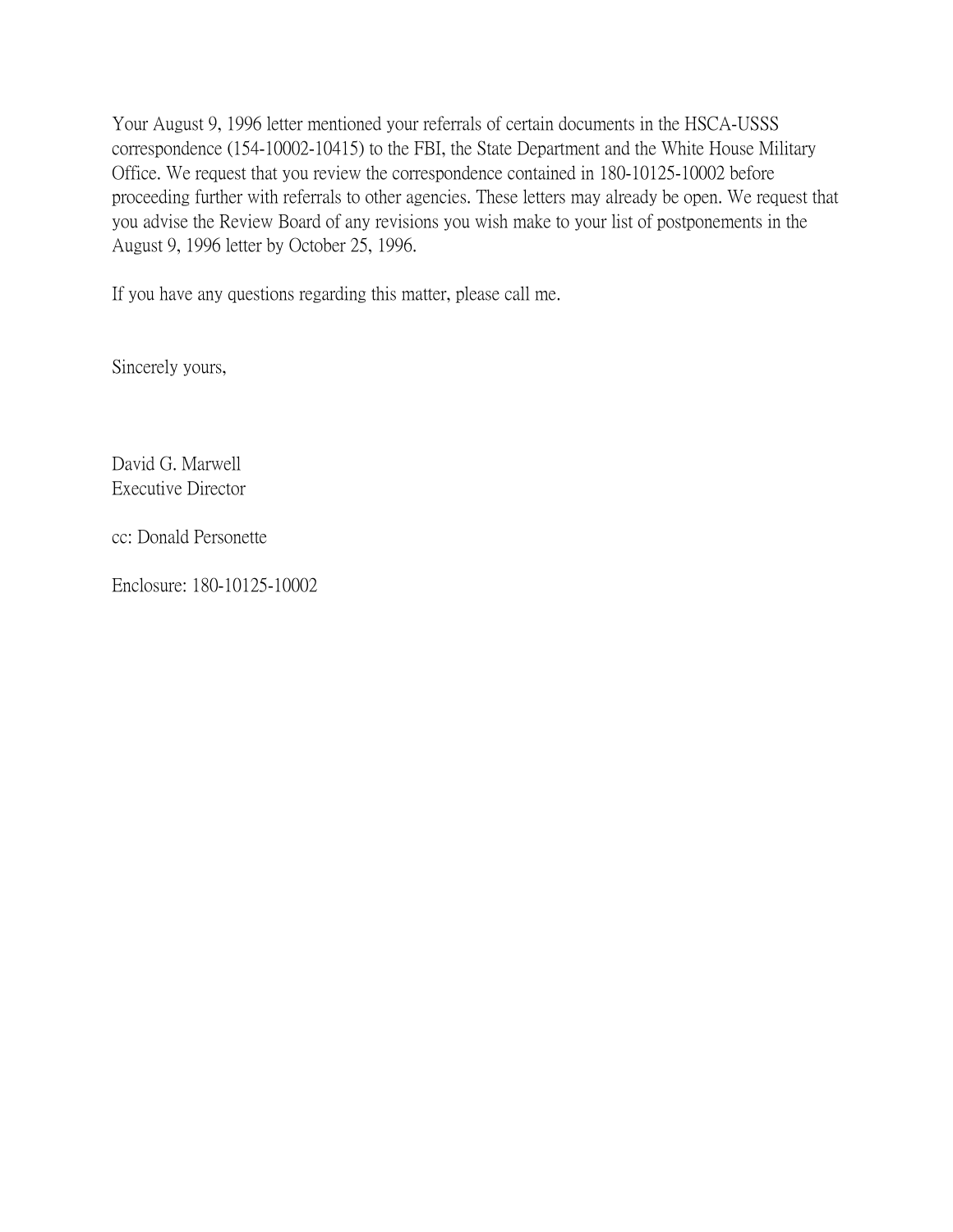Your August 9, 1996 letter mentioned your referrals of certain documents in the HSCA-USSS correspondence (154-10002-10415) to the FBI, the State Department and the White House Military Office. We request that you review the correspondence contained in 180-10125-10002 before proceeding further with referrals to other agencies. These letters may already be open. We request that you advise the Review Board of any revisions you wish make to your list of postponements in the August 9, 1996 letter by October 25, 1996.

If you have any questions regarding this matter, please call me.

Sincerely yours,

David G. Marwell
Executive Director

cc: Donald Personette

Enclosure: 180-10125-10002